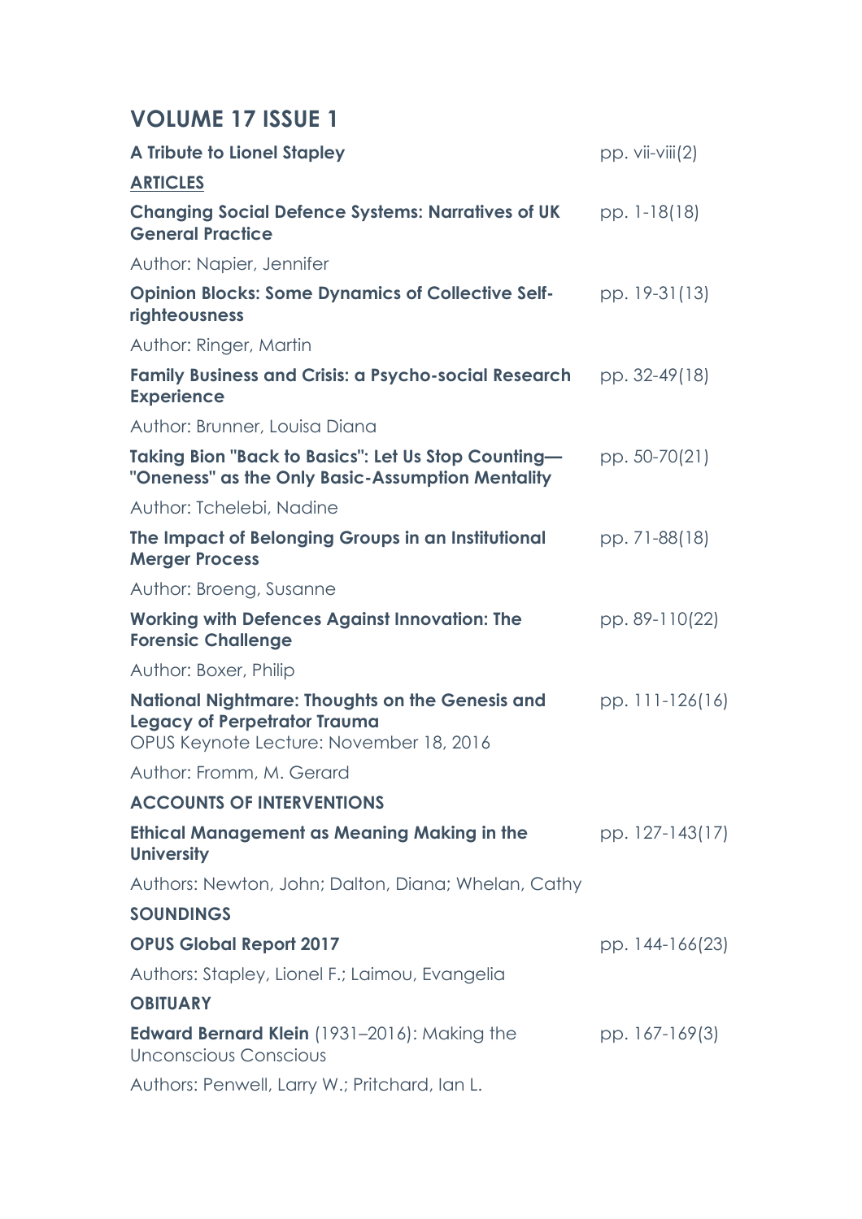## VOLUME 17 ISSUE 1

**A Tribute to Lionel Stapley** pp. vii-viii(2)

**ARTICLES**

**Changing Social Defence Systems: Narratives of UK General Practice** pp. 1-18(18)

Author: Napier, Jennifer

**Opinion Blocks: Some Dynamics of Collective Self-righteousness** pp. 19-31(13)

Author: Ringer, Martin

**Family Business and Crisis: a Psycho-social Research Experience** pp. 32-49(18)

Author: Brunner, Louisa Diana

**Taking Bion "Back to Basics": Let Us Stop Counting—"Oneness" as the Only Basic-Assumption Mentality** pp. 50-70(21)

Author: Tchelebi, Nadine

**The Impact of Belonging Groups in an Institutional Merger Process** pp. 71-88(18)

Author: Broeng, Susanne

**Working with Defences Against Innovation: The Forensic Challenge** pp. 89-110(22)

Author: Boxer, Philip

**National Nightmare: Thoughts on the Genesis and Legacy of Perpetrator Trauma** pp. 111-126(16)
OPUS Keynote Lecture: November 18, 2016

Author: Fromm, M. Gerard

**ACCOUNTS OF INTERVENTIONS**

**Ethical Management as Meaning Making in the University** pp. 127-143(17)

Authors: Newton, John; Dalton, Diana; Whelan, Cathy

**SOUNDINGS**

**OPUS Global Report 2017** pp. 144-166(23)

Authors: Stapley, Lionel F.; Laimou, Evangelia

**OBITUARY**

**Edward Bernard Klein** (1931–2016): Making the Unconscious Conscious pp. 167-169(3)

Authors: Penwell, Larry W.; Pritchard, Ian L.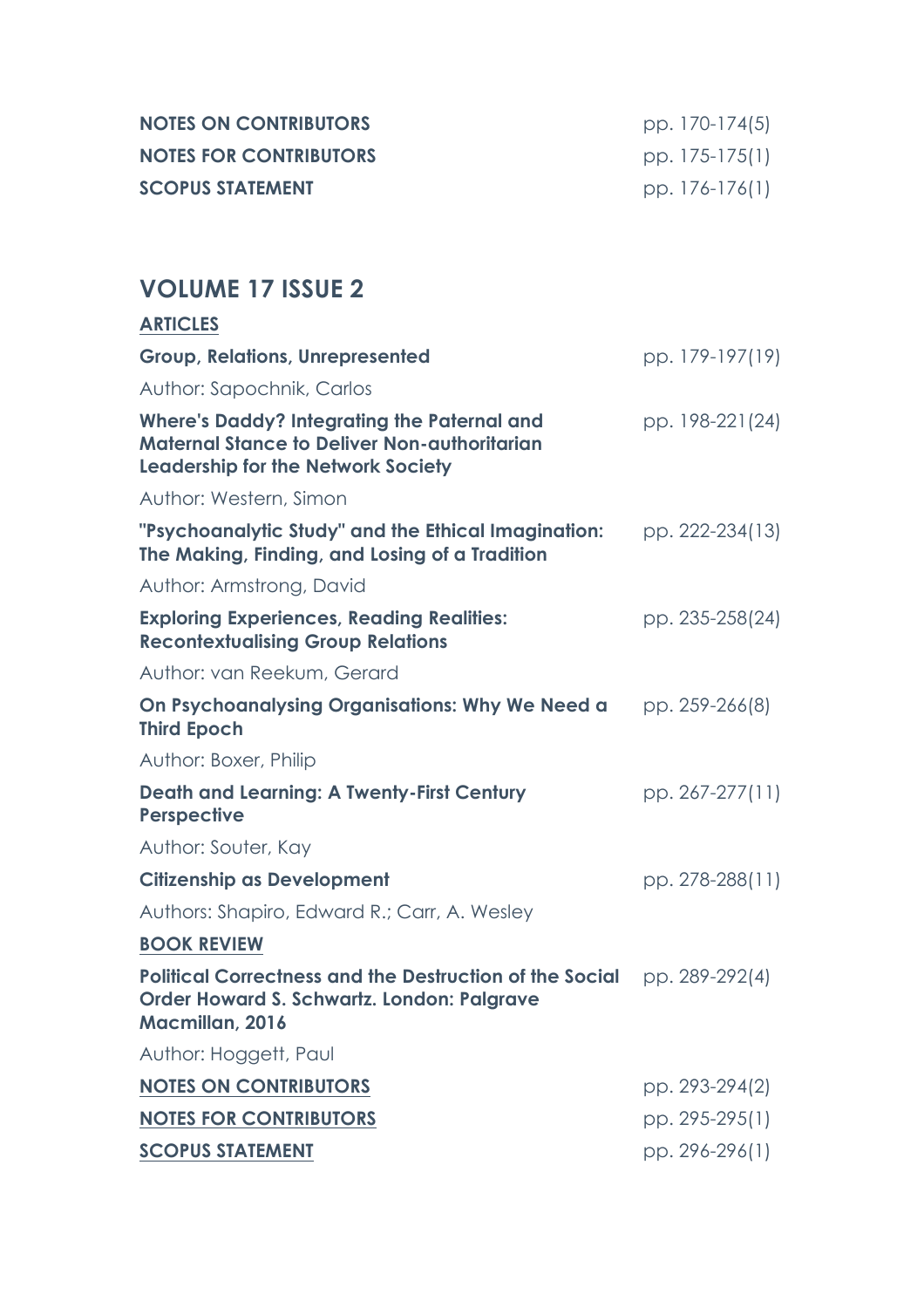**NOTES ON CONTRIBUTORS** pp. 170-174(5)

**NOTES FOR CONTRIBUTORS** pp. 175-175(1)

**SCOPUS STATEMENT** pp. 176-176(1)

## VOLUME 17 ISSUE 2

**ARTICLES**

**Group, Relations, Unrepresented** pp. 179-197(19)

Author: Sapochnik, Carlos

**Where's Daddy? Integrating the Paternal and Maternal Stance to Deliver Non-authoritarian Leadership for the Network Society** pp. 198-221(24)

Author: Western, Simon

**"Psychoanalytic Study" and the Ethical Imagination: The Making, Finding, and Losing of a Tradition** pp. 222-234(13)

Author: Armstrong, David

**Exploring Experiences, Reading Realities: Recontextualising Group Relations** pp. 235-258(24)

Author: van Reekum, Gerard

**On Psychoanalysing Organisations: Why We Need a Third Epoch** pp. 259-266(8)

Author: Boxer, Philip

**Death and Learning: A Twenty-First Century Perspective** pp. 267-277(11)

Author: Souter, Kay

**Citizenship as Development** pp. 278-288(11)

Authors: Shapiro, Edward R.; Carr, A. Wesley

**BOOK REVIEW**

**Political Correctness and the Destruction of the Social Order Howard S. Schwartz. London: Palgrave Macmillan, 2016** pp. 289-292(4)

Author: Hoggett, Paul

**NOTES ON CONTRIBUTORS** pp. 293-294(2)

**NOTES FOR CONTRIBUTORS** pp. 295-295(1)

**SCOPUS STATEMENT** pp. 296-296(1)